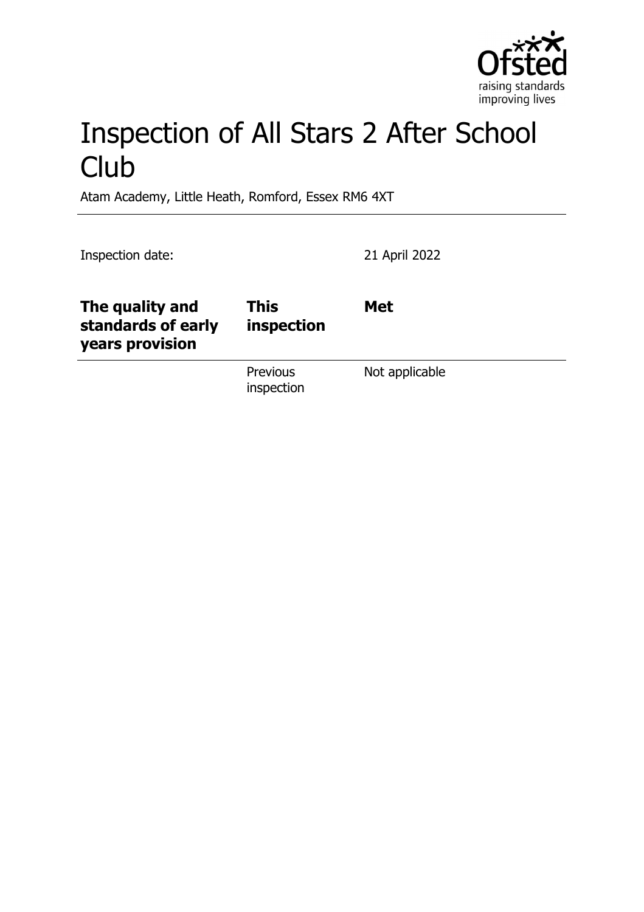# Inspection of All Stars 2 After School Club

Atam Academy, Little Heath, Romford, Essex RM6 4XT

Inspection date: 21 April 2022

| The quality and standards of early years provision | This inspection | Met |
|---|---|---|
| | Previous inspection | Not applicable |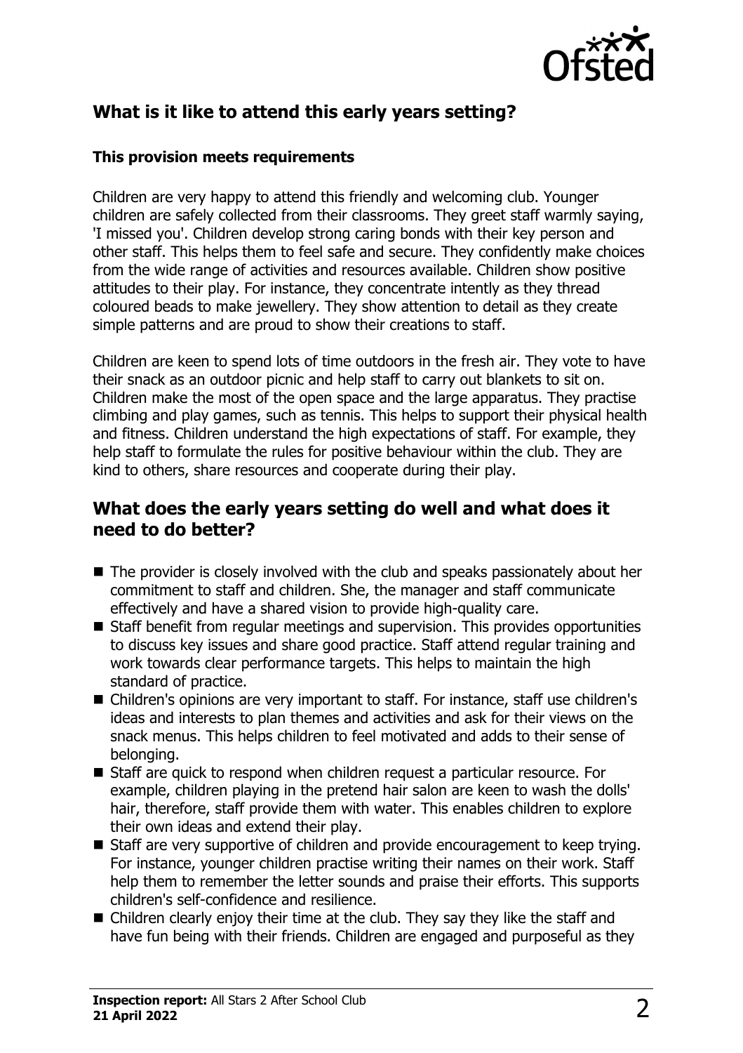## What is it like to attend this early years setting?

### This provision meets requirements

Children are very happy to attend this friendly and welcoming club. Younger children are safely collected from their classrooms. They greet staff warmly saying, 'I missed you'. Children develop strong caring bonds with their key person and other staff. This helps them to feel safe and secure. They confidently make choices from the wide range of activities and resources available. Children show positive attitudes to their play. For instance, they concentrate intently as they thread coloured beads to make jewellery. They show attention to detail as they create simple patterns and are proud to show their creations to staff.

Children are keen to spend lots of time outdoors in the fresh air. They vote to have their snack as an outdoor picnic and help staff to carry out blankets to sit on. Children make the most of the open space and the large apparatus. They practise climbing and play games, such as tennis. This helps to support their physical health and fitness. Children understand the high expectations of staff. For example, they help staff to formulate the rules for positive behaviour within the club. They are kind to others, share resources and cooperate during their play.

## What does the early years setting do well and what does it need to do better?

- The provider is closely involved with the club and speaks passionately about her commitment to staff and children. She, the manager and staff communicate effectively and have a shared vision to provide high-quality care.
- Staff benefit from regular meetings and supervision. This provides opportunities to discuss key issues and share good practice. Staff attend regular training and work towards clear performance targets. This helps to maintain the high standard of practice.
- Children's opinions are very important to staff. For instance, staff use children's ideas and interests to plan themes and activities and ask for their views on the snack menus. This helps children to feel motivated and adds to their sense of belonging.
- Staff are quick to respond when children request a particular resource. For example, children playing in the pretend hair salon are keen to wash the dolls' hair, therefore, staff provide them with water. This enables children to explore their own ideas and extend their play.
- Staff are very supportive of children and provide encouragement to keep trying. For instance, younger children practise writing their names on their work. Staff help them to remember the letter sounds and praise their efforts. This supports children's self-confidence and resilience.
- Children clearly enjoy their time at the club. They say they like the staff and have fun being with their friends. Children are engaged and purposeful as they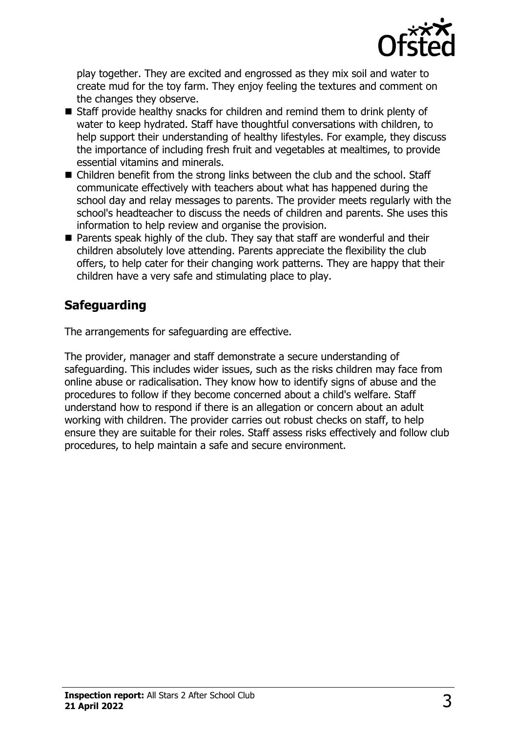play together. They are excited and engrossed as they mix soil and water to create mud for the toy farm. They enjoy feeling the textures and comment on the changes they observe.

- Staff provide healthy snacks for children and remind them to drink plenty of water to keep hydrated. Staff have thoughtful conversations with children, to help support their understanding of healthy lifestyles. For example, they discuss the importance of including fresh fruit and vegetables at mealtimes, to provide essential vitamins and minerals.
- Children benefit from the strong links between the club and the school. Staff communicate effectively with teachers about what has happened during the school day and relay messages to parents. The provider meets regularly with the school's headteacher to discuss the needs of children and parents. She uses this information to help review and organise the provision.
- Parents speak highly of the club. They say that staff are wonderful and their children absolutely love attending. Parents appreciate the flexibility the club offers, to help cater for their changing work patterns. They are happy that their children have a very safe and stimulating place to play.

## Safeguarding

The arrangements for safeguarding are effective.

The provider, manager and staff demonstrate a secure understanding of safeguarding. This includes wider issues, such as the risks children may face from online abuse or radicalisation. They know how to identify signs of abuse and the procedures to follow if they become concerned about a child's welfare. Staff understand how to respond if there is an allegation or concern about an adult working with children. The provider carries out robust checks on staff, to help ensure they are suitable for their roles. Staff assess risks effectively and follow club procedures, to help maintain a safe and secure environment.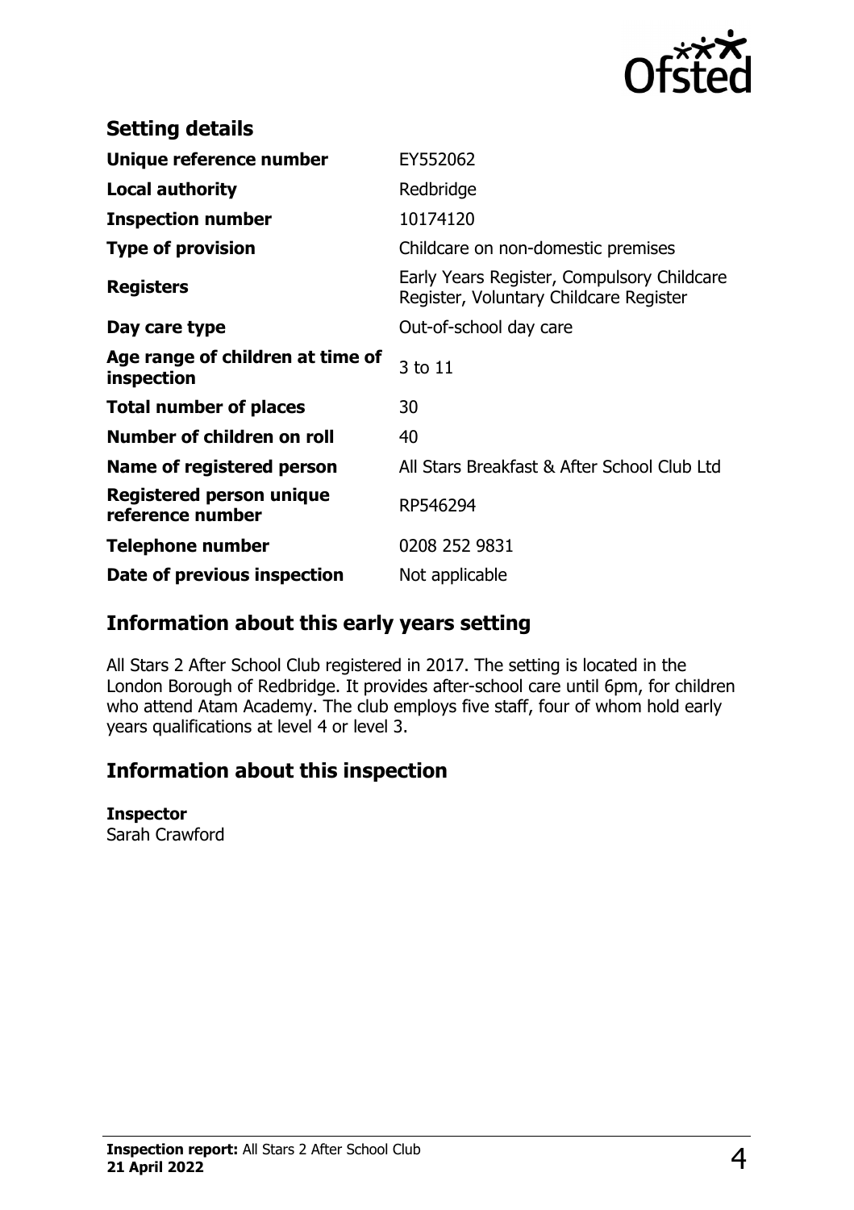## Setting details

| | |
|---|---|
| **Unique reference number** | EY552062 |
| **Local authority** | Redbridge |
| **Inspection number** | 10174120 |
| **Type of provision** | Childcare on non-domestic premises |
| **Registers** | Early Years Register, Compulsory Childcare Register, Voluntary Childcare Register |
| **Day care type** | Out-of-school day care |
| **Age range of children at time of inspection** | 3 to 11 |
| **Total number of places** | 30 |
| **Number of children on roll** | 40 |
| **Name of registered person** | All Stars Breakfast & After School Club Ltd |
| **Registered person unique reference number** | RP546294 |
| **Telephone number** | 0208 252 9831 |
| **Date of previous inspection** | Not applicable |

## Information about this early years setting

All Stars 2 After School Club registered in 2017. The setting is located in the London Borough of Redbridge. It provides after-school care until 6pm, for children who attend Atam Academy. The club employs five staff, four of whom hold early years qualifications at level 4 or level 3.

## Information about this inspection

**Inspector**
Sarah Crawford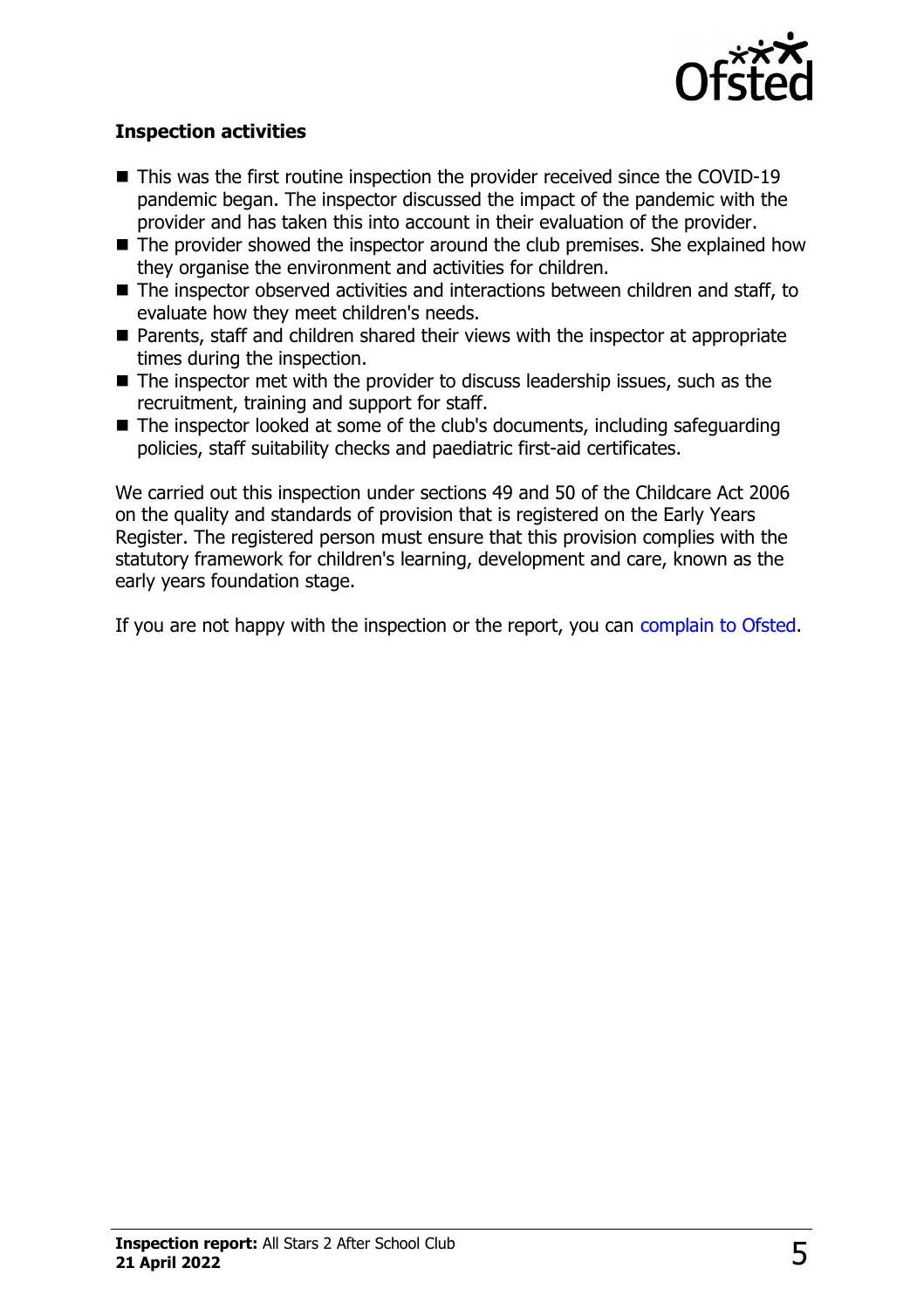### Inspection activities

- This was the first routine inspection the provider received since the COVID-19 pandemic began. The inspector discussed the impact of the pandemic with the provider and has taken this into account in their evaluation of the provider.
- The provider showed the inspector around the club premises. She explained how they organise the environment and activities for children.
- The inspector observed activities and interactions between children and staff, to evaluate how they meet children's needs.
- Parents, staff and children shared their views with the inspector at appropriate times during the inspection.
- The inspector met with the provider to discuss leadership issues, such as the recruitment, training and support for staff.
- The inspector looked at some of the club's documents, including safeguarding policies, staff suitability checks and paediatric first-aid certificates.

We carried out this inspection under sections 49 and 50 of the Childcare Act 2006 on the quality and standards of provision that is registered on the Early Years Register. The registered person must ensure that this provision complies with the statutory framework for children's learning, development and care, known as the early years foundation stage.

If you are not happy with the inspection or the report, you can complain to Ofsted.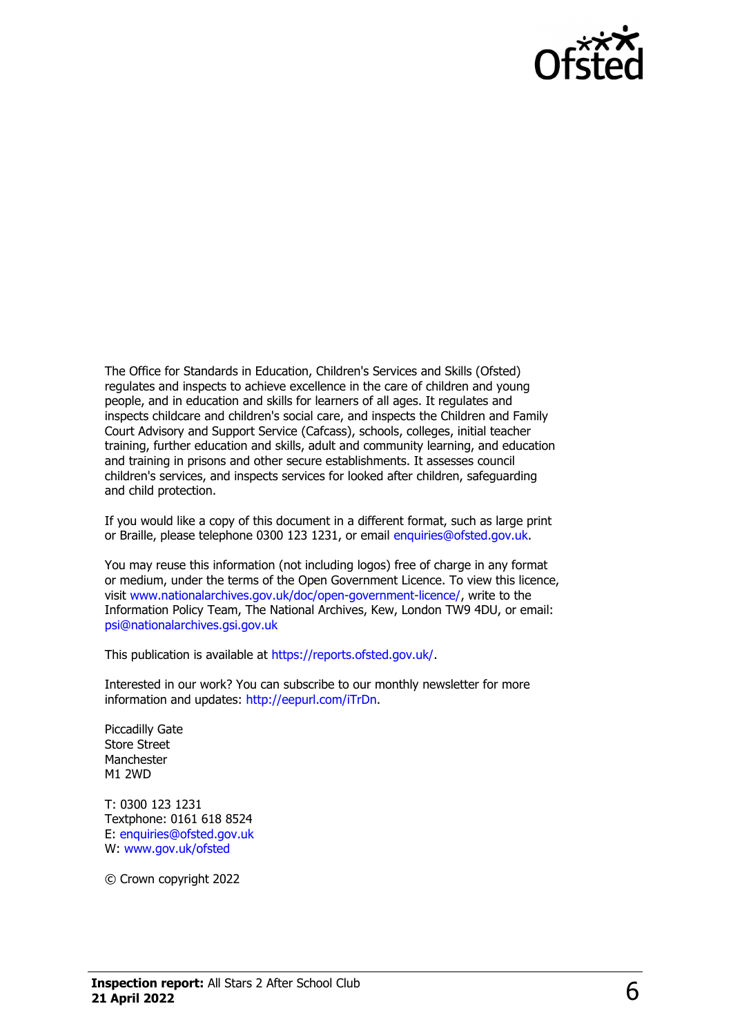The Office for Standards in Education, Children's Services and Skills (Ofsted) regulates and inspects to achieve excellence in the care of children and young people, and in education and skills for learners of all ages. It regulates and inspects childcare and children's social care, and inspects the Children and Family Court Advisory and Support Service (Cafcass), schools, colleges, initial teacher training, further education and skills, adult and community learning, and education and training in prisons and other secure establishments. It assesses council children's services, and inspects services for looked after children, safeguarding and child protection.

If you would like a copy of this document in a different format, such as large print or Braille, please telephone 0300 123 1231, or email enquiries@ofsted.gov.uk.

You may reuse this information (not including logos) free of charge in any format or medium, under the terms of the Open Government Licence. To view this licence, visit www.nationalarchives.gov.uk/doc/open-government-licence/, write to the Information Policy Team, The National Archives, Kew, London TW9 4DU, or email: psi@nationalarchives.gsi.gov.uk

This publication is available at https://reports.ofsted.gov.uk/.

Interested in our work? You can subscribe to our monthly newsletter for more information and updates: http://eepurl.com/iTrDn.

Piccadilly Gate
Store Street
Manchester
M1 2WD

T: 0300 123 1231
Textphone: 0161 618 8524
E: enquiries@ofsted.gov.uk
W: www.gov.uk/ofsted

© Crown copyright 2022